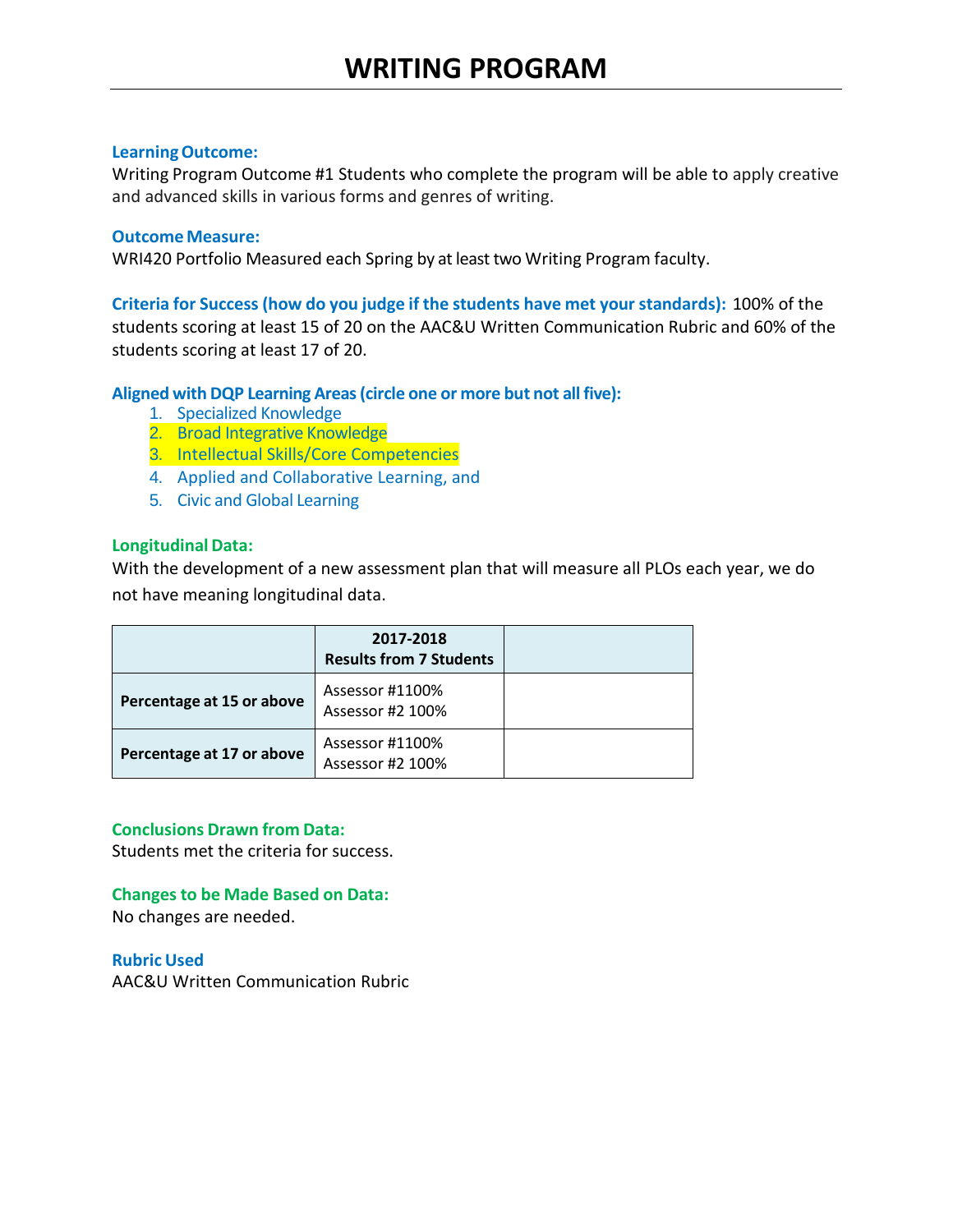# WRITING PROGRAM

**Learning Outcome:**

Writing Program Outcome #1 Students who complete the program will be able to apply creative and advanced skills in various forms and genres of writing.

**Outcome Measure:**

WRI420 Portfolio Measured each Spring by at least two Writing Program faculty.

**Criteria for Success (how do you judge if the students have met your standards):** 100% of the students scoring at least 15 of 20 on the AAC&U Written Communication Rubric and 60% of the students scoring at least 17 of 20.

**Aligned with DQP Learning Areas (circle one or more but not all five):**

1. Specialized Knowledge
2. Broad Integrative Knowledge
3. Intellectual Skills/Core Competencies
4. Applied and Collaborative Learning, and
5. Civic and Global Learning

**Longitudinal Data:**

With the development of a new assessment plan that will measure all PLOs each year, we do not have meaning longitudinal data.

| | 2017-2018 Results from 7 Students | |
|---|---|---|
| **Percentage at 15 or above** | Assessor #1100%<br>Assessor #2 100% | |
| **Percentage at 17 or above** | Assessor #1100%<br>Assessor #2 100% | |

**Conclusions Drawn from Data:**

Students met the criteria for success.

**Changes to be Made Based on Data:**

No changes are needed.

**Rubric Used**

AAC&U Written Communication Rubric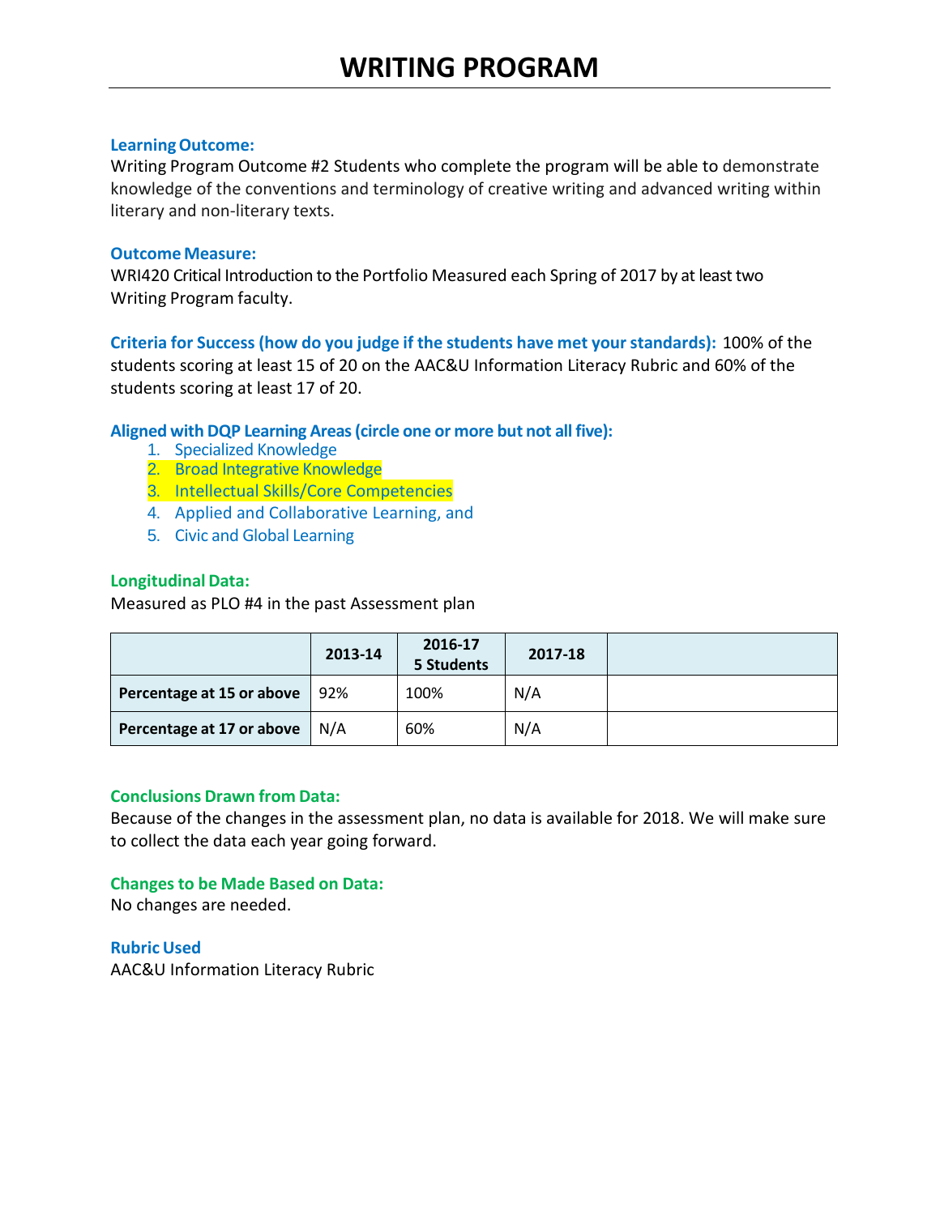# WRITING PROGRAM

**Learning Outcome:**

Writing Program Outcome #2 Students who complete the program will be able to demonstrate knowledge of the conventions and terminology of creative writing and advanced writing within literary and non-literary texts.

**Outcome Measure:**

WRI420 Critical Introduction to the Portfolio Measured each Spring of 2017 by at least two Writing Program faculty.

**Criteria for Success (how do you judge if the students have met your standards):** 100% of the students scoring at least 15 of 20 on the AAC&U Information Literacy Rubric and 60% of the students scoring at least 17 of 20.

**Aligned with DQP Learning Areas (circle one or more but not all five):**

1. Specialized Knowledge
2. Broad Integrative Knowledge
3. Intellectual Skills/Core Competencies
4. Applied and Collaborative Learning, and
5. Civic and Global Learning

**Longitudinal Data:**

Measured as PLO #4 in the past Assessment plan

| | 2013-14 | 2016-17 5 Students | 2017-18 | |
|---|---|---|---|---|
| **Percentage at 15 or above** | 92% | 100% | N/A | |
| **Percentage at 17 or above** | N/A | 60% | N/A | |

**Conclusions Drawn from Data:**

Because of the changes in the assessment plan, no data is available for 2018. We will make sure to collect the data each year going forward.

**Changes to be Made Based on Data:**

No changes are needed.

**Rubric Used**

AAC&U Information Literacy Rubric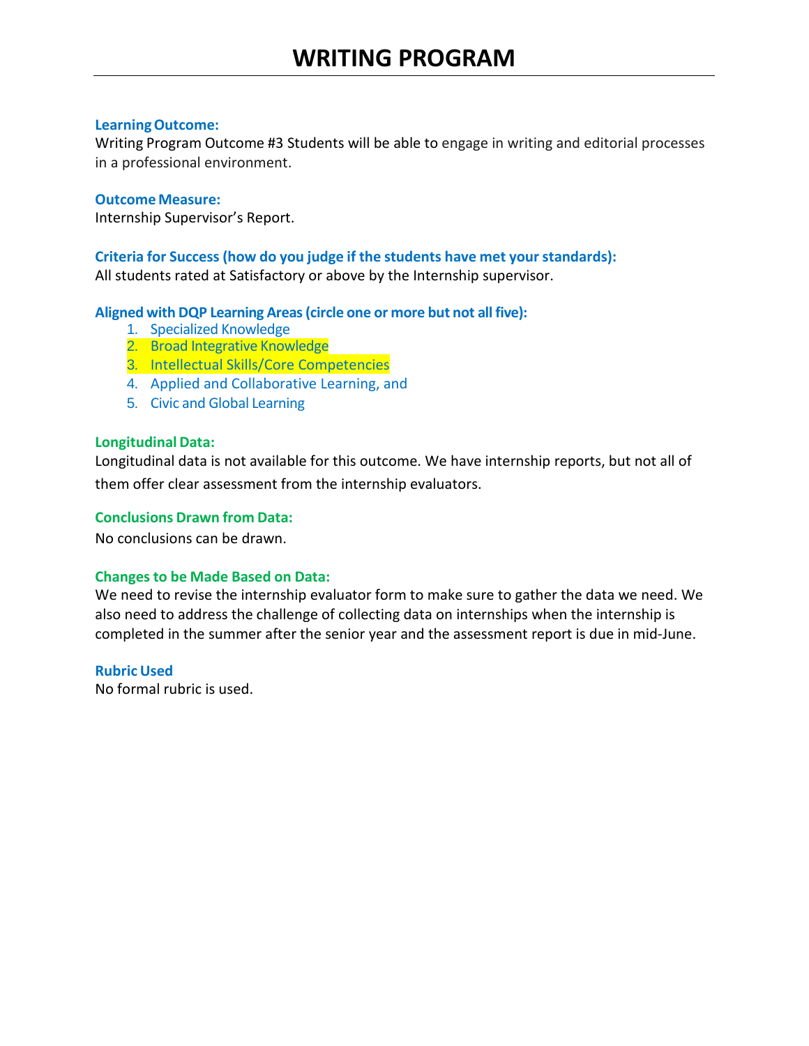# WRITING PROGRAM

**Learning Outcome:**

Writing Program Outcome #3 Students will be able to engage in writing and editorial processes in a professional environment.

**Outcome Measure:**

Internship Supervisor's Report.

**Criteria for Success (how do you judge if the students have met your standards):**

All students rated at Satisfactory or above by the Internship supervisor.

**Aligned with DQP Learning Areas (circle one or more but not all five):**

1. Specialized Knowledge
2. Broad Integrative Knowledge
3. Intellectual Skills/Core Competencies
4. Applied and Collaborative Learning, and
5. Civic and Global Learning

**Longitudinal Data:**

Longitudinal data is not available for this outcome. We have internship reports, but not all of them offer clear assessment from the internship evaluators.

**Conclusions Drawn from Data:**

No conclusions can be drawn.

**Changes to be Made Based on Data:**

We need to revise the internship evaluator form to make sure to gather the data we need. We also need to address the challenge of collecting data on internships when the internship is completed in the summer after the senior year and the assessment report is due in mid-June.

**Rubric Used**

No formal rubric is used.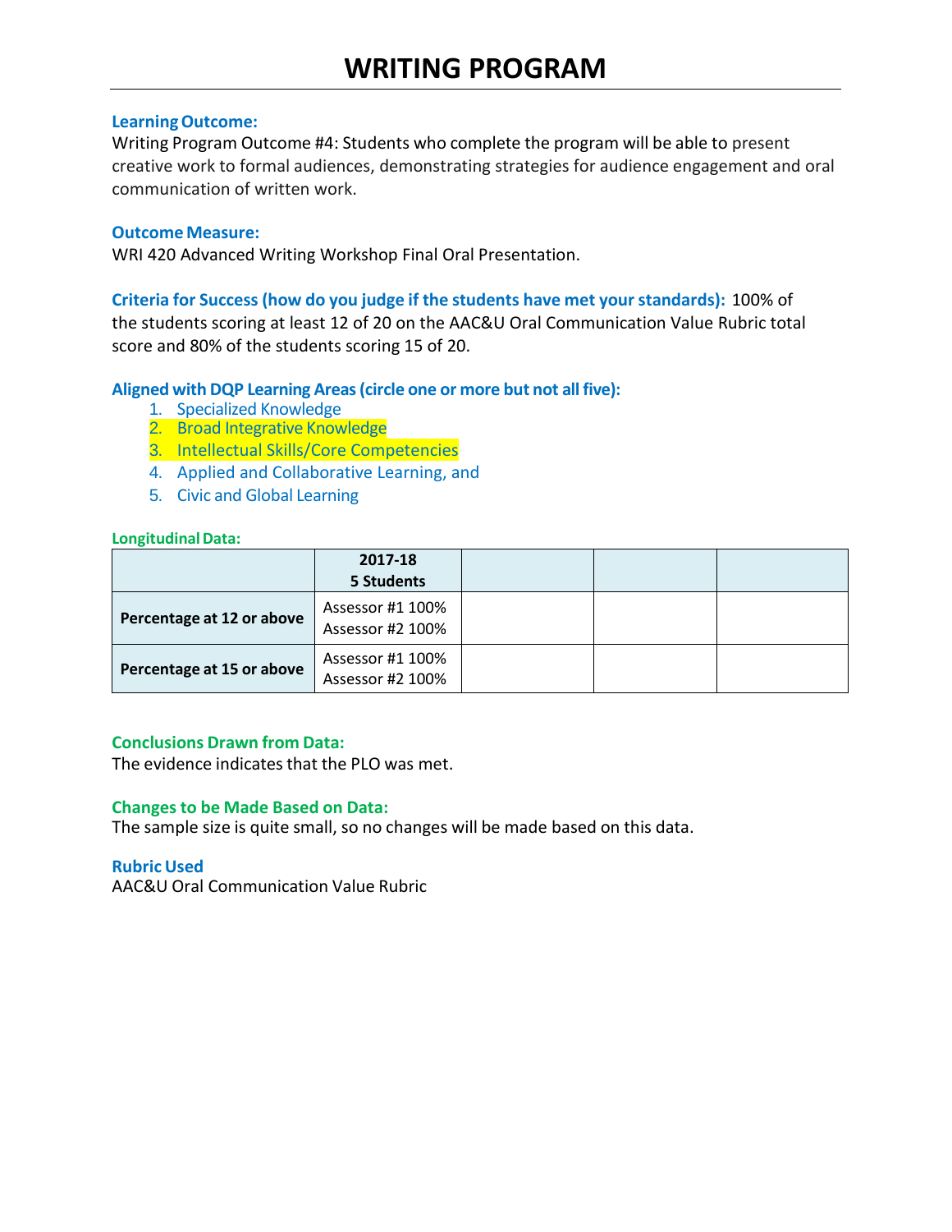# WRITING PROGRAM

**Learning Outcome:**
Writing Program Outcome #4: Students who complete the program will be able to present creative work to formal audiences, demonstrating strategies for audience engagement and oral communication of written work.

**Outcome Measure:**
WRI 420 Advanced Writing Workshop Final Oral Presentation.

**Criteria for Success (how do you judge if the students have met your standards):** 100% of the students scoring at least 12 of 20 on the AAC&U Oral Communication Value Rubric total score and 80% of the students scoring 15 of 20.

**Aligned with DQP Learning Areas (circle one or more but not all five):**

1. Specialized Knowledge
2. Broad Integrative Knowledge
3. Intellectual Skills/Core Competencies
4. Applied and Collaborative Learning, and
5. Civic and Global Learning

**Longitudinal Data:**

| | 2017-18<br>5 Students | | | |
|---|---|---|---|---|
| **Percentage at 12 or above** | Assessor #1 100%<br>Assessor #2 100% | | | |
| **Percentage at 15 or above** | Assessor #1 100%<br>Assessor #2 100% | | | |

**Conclusions Drawn from Data:**
The evidence indicates that the PLO was met.

**Changes to be Made Based on Data:**
The sample size is quite small, so no changes will be made based on this data.

**Rubric Used**
AAC&U Oral Communication Value Rubric